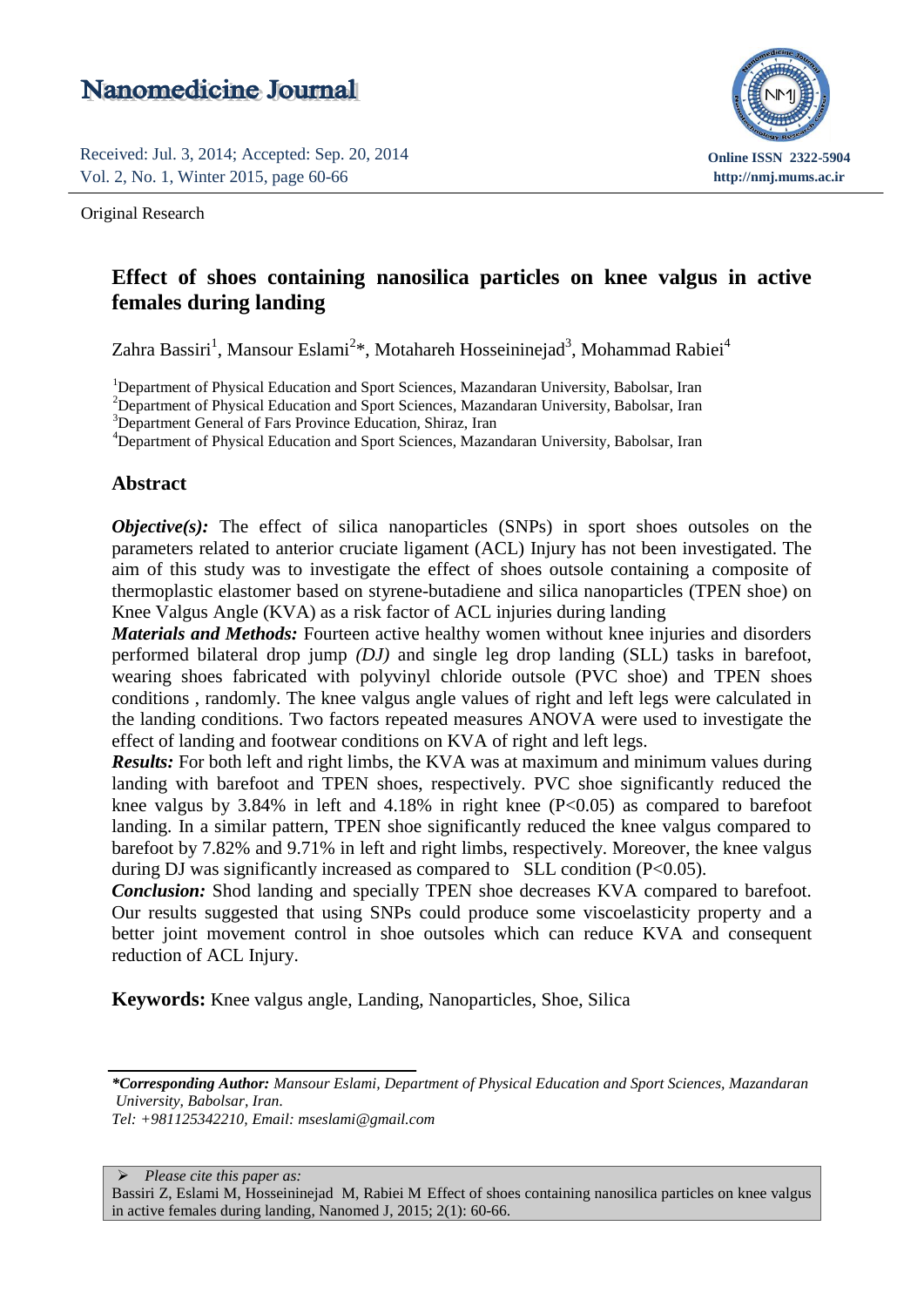Received: Jul. 3, 2014; Accepted: Sep. 20, 2014
Vol. 2, No. 1, Winter 2015, page 60-66

Online ISSN 2322-5904
http://nmj.mums.ac.ir

Original Research

# Effect of shoes containing nanosilica particles on knee valgus in active females during landing

Zahra Bassiri[1], Mansour Eslami[2]*, Motahareh Hosseininejad[3], Mohammad Rabiei[4]

[1]Department of Physical Education and Sport Sciences, Mazandaran University, Babolsar, Iran
[2]Department of Physical Education and Sport Sciences, Mazandaran University, Babolsar, Iran
[3]Department General of Fars Province Education, Shiraz, Iran
[4]Department of Physical Education and Sport Sciences, Mazandaran University, Babolsar, Iran

## Abstract

***Objective(s):*** The effect of silica nanoparticles (SNPs) in sport shoes outsoles on the parameters related to anterior cruciate ligament (ACL) Injury has not been investigated. The aim of this study was to investigate the effect of shoes outsole containing a composite of thermoplastic elastomer based on styrene-butadiene and silica nanoparticles (TPEN shoe) on Knee Valgus Angle (KVA) as a risk factor of ACL injuries during landing

***Materials and Methods:*** Fourteen active healthy women without knee injuries and disorders performed bilateral drop jump *(DJ)* and single leg drop landing (SLL) tasks in barefoot, wearing shoes fabricated with polyvinyl chloride outsole (PVC shoe) and TPEN shoes conditions , randomly. The knee valgus angle values of right and left legs were calculated in the landing conditions. Two factors repeated measures ANOVA were used to investigate the effect of landing and footwear conditions on KVA of right and left legs.

***Results:*** For both left and right limbs, the KVA was at maximum and minimum values during landing with barefoot and TPEN shoes, respectively. PVC shoe significantly reduced the knee valgus by 3.84% in left and 4.18% in right knee ($P<0.05$) as compared to barefoot landing. In a similar pattern, TPEN shoe significantly reduced the knee valgus compared to barefoot by 7.82% and 9.71% in left and right limbs, respectively. Moreover, the knee valgus during DJ was significantly increased as compared to SLL condition ($P<0.05$).

***Conclusion:*** Shod landing and specially TPEN shoe decreases KVA compared to barefoot. Our results suggested that using SNPs could produce some viscoelasticity property and a better joint movement control in shoe outsoles which can reduce KVA and consequent reduction of ACL Injury.

**Keywords:** Knee valgus angle, Landing, Nanoparticles, Shoe, Silica

---

***Corresponding Author:*** *Mansour Eslami, Department of Physical Education and Sport Sciences, Mazandaran University, Babolsar, Iran.*
*Tel: +981125342210, Email: mseslami@gmail.com*

> *Please cite this paper as:*
> Bassiri Z, Eslami M, Hosseininejad M, Rabiei M Effect of shoes containing nanosilica particles on knee valgus in active females during landing, Nanomed J, 2015; 2(1): 60-66.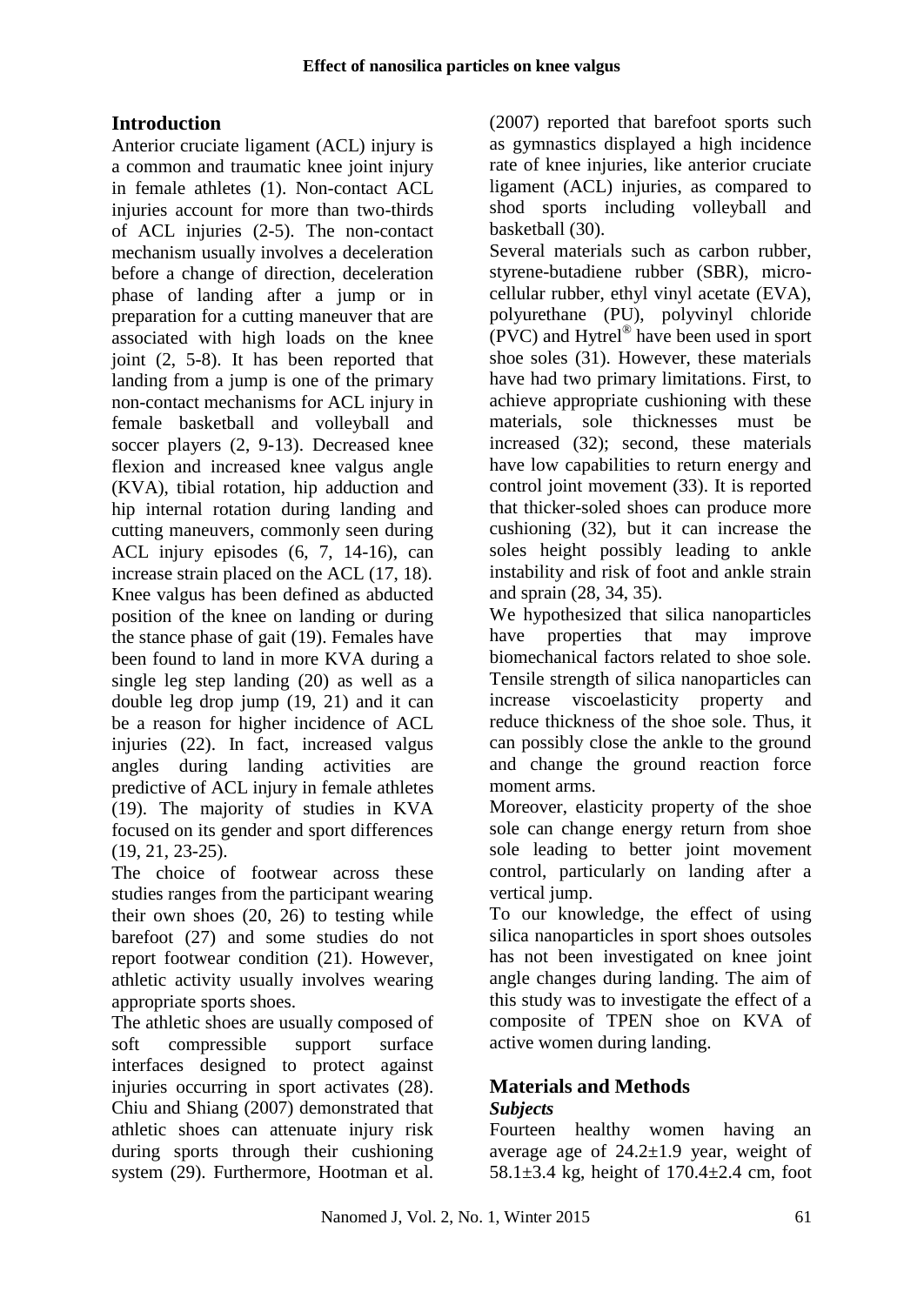## Introduction

Anterior cruciate ligament (ACL) injury is a common and traumatic knee joint injury in female athletes (1). Non-contact ACL injuries account for more than two-thirds of ACL injuries (2-5). The non-contact mechanism usually involves a deceleration before a change of direction, deceleration phase of landing after a jump or in preparation for a cutting maneuver that are associated with high loads on the knee joint (2, 5-8). It has been reported that landing from a jump is one of the primary non-contact mechanisms for ACL injury in female basketball and volleyball and soccer players (2, 9-13). Decreased knee flexion and increased knee valgus angle (KVA), tibial rotation, hip adduction and hip internal rotation during landing and cutting maneuvers, commonly seen during ACL injury episodes (6, 7, 14-16), can increase strain placed on the ACL (17, 18). Knee valgus has been defined as abducted position of the knee on landing or during the stance phase of gait (19). Females have been found to land in more KVA during a single leg step landing (20) as well as a double leg drop jump (19, 21) and it can be a reason for higher incidence of ACL injuries (22). In fact, increased valgus angles during landing activities are predictive of ACL injury in female athletes (19). The majority of studies in KVA focused on its gender and sport differences (19, 21, 23-25).

The choice of footwear across these studies ranges from the participant wearing their own shoes (20, 26) to testing while barefoot (27) and some studies do not report footwear condition (21). However, athletic activity usually involves wearing appropriate sports shoes.

The athletic shoes are usually composed of soft compressible support surface interfaces designed to protect against injuries occurring in sport activates (28). Chiu and Shiang (2007) demonstrated that athletic shoes can attenuate injury risk during sports through their cushioning system (29). Furthermore, Hootman et al. (2007) reported that barefoot sports such as gymnastics displayed a high incidence rate of knee injuries, like anterior cruciate ligament (ACL) injuries, as compared to shod sports including volleyball and basketball (30).

Several materials such as carbon rubber, styrene-butadiene rubber (SBR), micro-cellular rubber, ethyl vinyl acetate (EVA), polyurethane (PU), polyvinyl chloride (PVC) and Hytrel® have been used in sport shoe soles (31). However, these materials have had two primary limitations. First, to achieve appropriate cushioning with these materials, sole thicknesses must be increased (32); second, these materials have low capabilities to return energy and control joint movement (33). It is reported that thicker-soled shoes can produce more cushioning (32), but it can increase the soles height possibly leading to ankle instability and risk of foot and ankle strain and sprain (28, 34, 35).

We hypothesized that silica nanoparticles have properties that may improve biomechanical factors related to shoe sole. Tensile strength of silica nanoparticles can increase viscoelasticity property and reduce thickness of the shoe sole. Thus, it can possibly close the ankle to the ground and change the ground reaction force moment arms.

Moreover, elasticity property of the shoe sole can change energy return from shoe sole leading to better joint movement control, particularly on landing after a vertical jump.

To our knowledge, the effect of using silica nanoparticles in sport shoes outsoles has not been investigated on knee joint angle changes during landing. The aim of this study was to investigate the effect of a composite of TPEN shoe on KVA of active women during landing.

## Materials and Methods

### *Subjects*

Fourteen healthy women having an average age of 24.2±1.9 year, weight of 58.1±3.4 kg, height of 170.4±2.4 cm, foot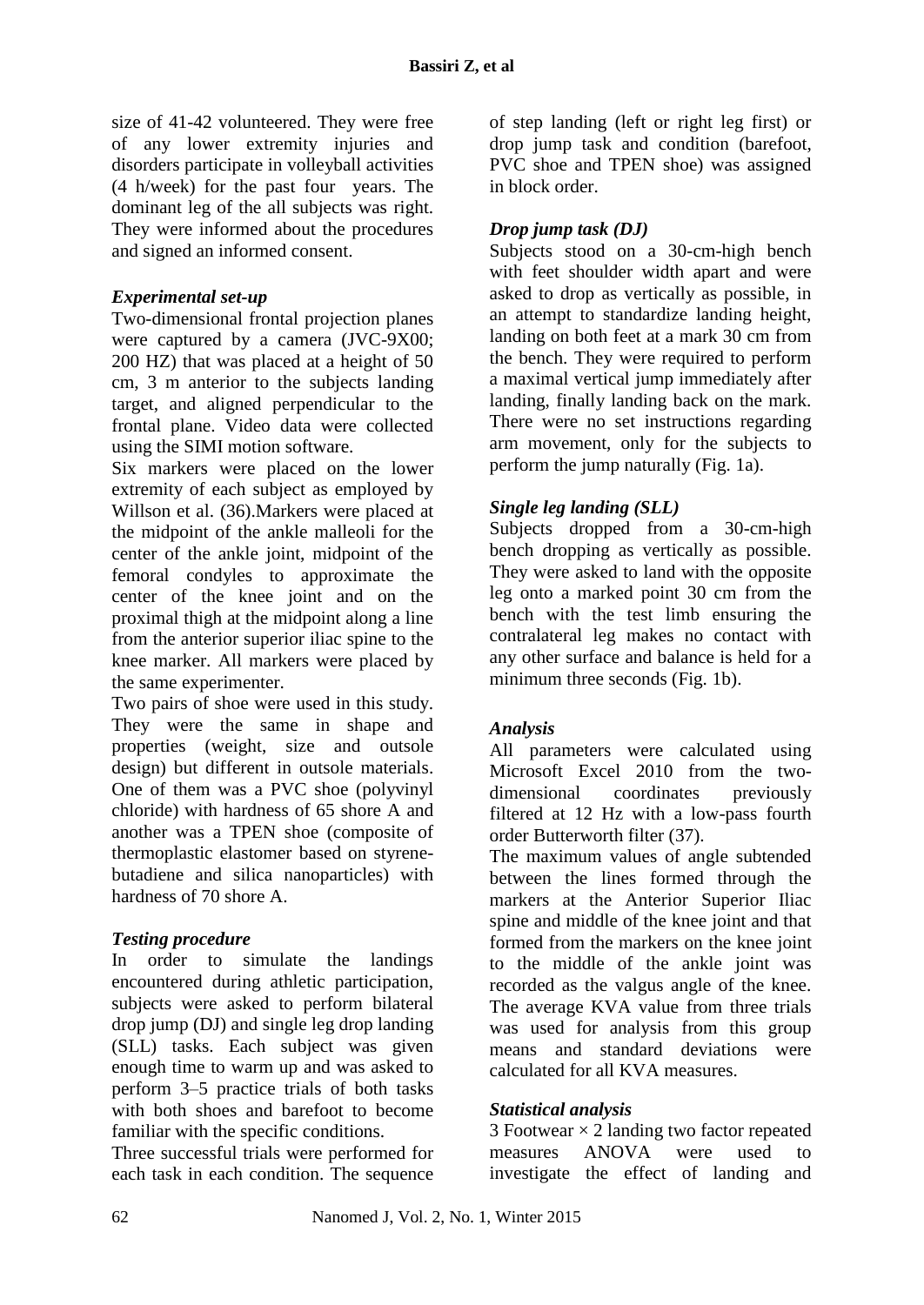size of 41-42 volunteered. They were free of any lower extremity injuries and disorders participate in volleyball activities (4 h/week) for the past four years. The dominant leg of the all subjects was right. They were informed about the procedures and signed an informed consent.

### *Experimental set-up*

Two-dimensional frontal projection planes were captured by a camera (JVC-9X00; 200 HZ) that was placed at a height of 50 cm, 3 m anterior to the subjects landing target, and aligned perpendicular to the frontal plane. Video data were collected using the SIMI motion software.

Six markers were placed on the lower extremity of each subject as employed by Willson et al. (36).Markers were placed at the midpoint of the ankle malleoli for the center of the ankle joint, midpoint of the femoral condyles to approximate the center of the knee joint and on the proximal thigh at the midpoint along a line from the anterior superior iliac spine to the knee marker. All markers were placed by the same experimenter.

Two pairs of shoe were used in this study. They were the same in shape and properties (weight, size and outsole design) but different in outsole materials. One of them was a PVC shoe (polyvinyl chloride) with hardness of 65 shore A and another was a TPEN shoe (composite of thermoplastic elastomer based on styrene-butadiene and silica nanoparticles) with hardness of 70 shore A.

### *Testing procedure*

In order to simulate the landings encountered during athletic participation, subjects were asked to perform bilateral drop jump (DJ) and single leg drop landing (SLL) tasks. Each subject was given enough time to warm up and was asked to perform 3–5 practice trials of both tasks with both shoes and barefoot to become familiar with the specific conditions.

Three successful trials were performed for each task in each condition. The sequence of step landing (left or right leg first) or drop jump task and condition (barefoot, PVC shoe and TPEN shoe) was assigned in block order.

### *Drop jump task (DJ)*

Subjects stood on a 30-cm-high bench with feet shoulder width apart and were asked to drop as vertically as possible, in an attempt to standardize landing height, landing on both feet at a mark 30 cm from the bench. They were required to perform a maximal vertical jump immediately after landing, finally landing back on the mark. There were no set instructions regarding arm movement, only for the subjects to perform the jump naturally (Fig. 1a).

### *Single leg landing (SLL)*

Subjects dropped from a 30-cm-high bench dropping as vertically as possible. They were asked to land with the opposite leg onto a marked point 30 cm from the bench with the test limb ensuring the contralateral leg makes no contact with any other surface and balance is held for a minimum three seconds (Fig. 1b).

### *Analysis*

All parameters were calculated using Microsoft Excel 2010 from the two-dimensional coordinates previously filtered at 12 Hz with a low-pass fourth order Butterworth filter (37).

The maximum values of angle subtended between the lines formed through the markers at the Anterior Superior Iliac spine and middle of the knee joint and that formed from the markers on the knee joint to the middle of the ankle joint was recorded as the valgus angle of the knee. The average KVA value from three trials was used for analysis from this group means and standard deviations were calculated for all KVA measures.

### *Statistical analysis*

3 Footwear $\times$ 2 landing two factor repeated measures ANOVA were used to investigate the effect of landing and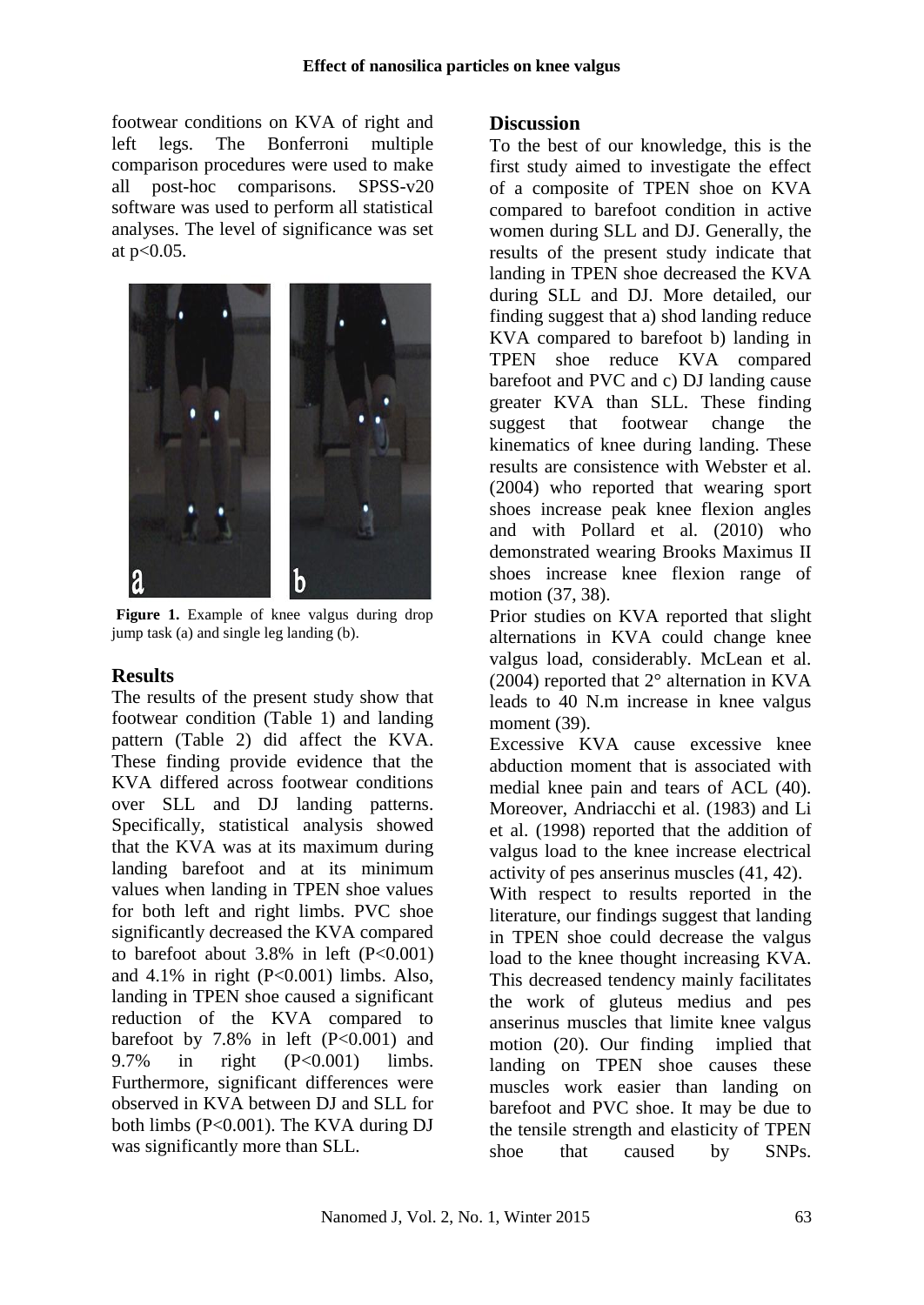footwear conditions on KVA of right and left legs. The Bonferroni multiple comparison procedures were used to make all post-hoc comparisons. SPSS-v20 software was used to perform all statistical analyses. The level of significance was set at $p<0.05$.

**Figure 1.** Example of knee valgus during drop jump task (a) and single leg landing (b).

## Results

The results of the present study show that footwear condition (Table 1) and landing pattern (Table 2) did affect the KVA. These finding provide evidence that the KVA differed across footwear conditions over SLL and DJ landing patterns. Specifically, statistical analysis showed that the KVA was at its maximum during landing barefoot and at its minimum values when landing in TPEN shoe values for both left and right limbs. PVC shoe significantly decreased the KVA compared to barefoot about 3.8% in left ($P<0.001$) and 4.1% in right ($P<0.001$) limbs. Also, landing in TPEN shoe caused a significant reduction of the KVA compared to barefoot by 7.8% in left ($P<0.001$) and 9.7% in right ($P<0.001$) limbs. Furthermore, significant differences were observed in KVA between DJ and SLL for both limbs ($P<0.001$). The KVA during DJ was significantly more than SLL.

## Discussion

To the best of our knowledge, this is the first study aimed to investigate the effect of a composite of TPEN shoe on KVA compared to barefoot condition in active women during SLL and DJ. Generally, the results of the present study indicate that landing in TPEN shoe decreased the KVA during SLL and DJ. More detailed, our finding suggest that a) shod landing reduce KVA compared to barefoot b) landing in TPEN shoe reduce KVA compared barefoot and PVC and c) DJ landing cause greater KVA than SLL. These finding suggest that footwear change the kinematics of knee during landing. These results are consistence with Webster et al. (2004) who reported that wearing sport shoes increase peak knee flexion angles and with Pollard et al. (2010) who demonstrated wearing Brooks Maximus II shoes increase knee flexion range of motion (37, 38).

Prior studies on KVA reported that slight alternations in KVA could change knee valgus load, considerably. McLean et al. (2004) reported that 2° alternation in KVA leads to 40 N.m increase in knee valgus moment (39).

Excessive KVA cause excessive knee abduction moment that is associated with medial knee pain and tears of ACL (40). Moreover, Andriacchi et al. (1983) and Li et al. (1998) reported that the addition of valgus load to the knee increase electrical activity of pes anserinus muscles (41, 42).

With respect to results reported in the literature, our findings suggest that landing in TPEN shoe could decrease the valgus load to the knee thought increasing KVA. This decreased tendency mainly facilitates the work of gluteus medius and pes anserinus muscles that limite knee valgus motion (20). Our finding implied that landing on TPEN shoe causes these muscles work easier than landing on barefoot and PVC shoe. It may be due to the tensile strength and elasticity of TPEN shoe that caused by SNPs.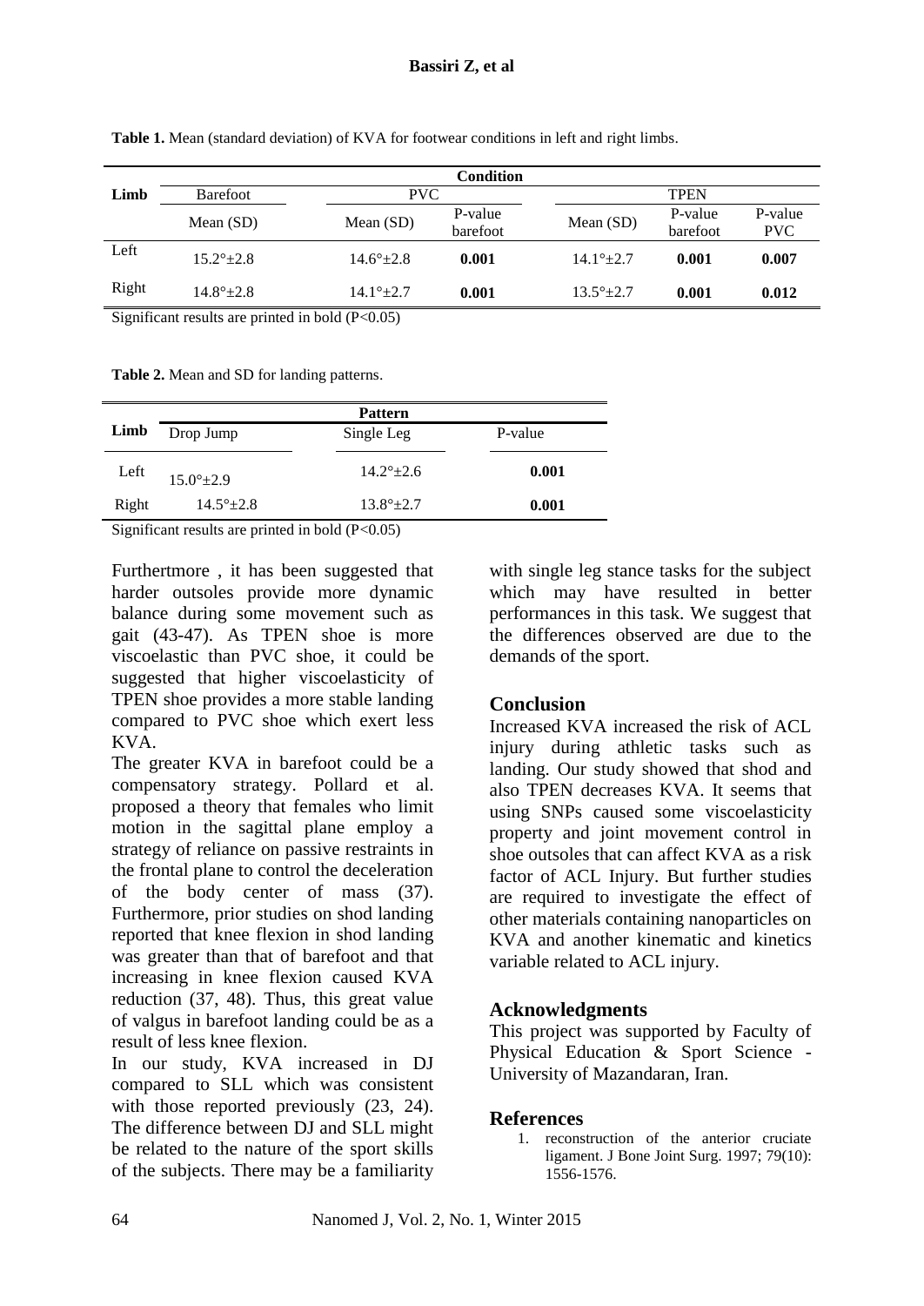**Table 1.** Mean (standard deviation) of KVA for footwear conditions in left and right limbs.

| Limb | Condition | | | | | |
|---|---|---|---|---|---|---|
| | Barefoot | PVC | | TPEN | | |
| | Mean (SD) | Mean (SD) | P-value barefoot | Mean (SD) | P-value barefoot | P-value PVC |
| Left | 15.2°±2.8 | 14.6°±2.8 | **0.001** | 14.1°±2.7 | **0.001** | **0.007** |
| Right | 14.8°±2.8 | 14.1°±2.7 | **0.001** | 13.5°±2.7 | **0.001** | **0.012** |

Significant results are printed in bold (P<0.05)

**Table 2.** Mean and SD for landing patterns.

| Limb | Pattern | | |
|---|---|---|---|
| | Drop Jump | Single Leg | P-value |
| Left | 15.0°±2.9 | 14.2°±2.6 | **0.001** |
| Right | 14.5°±2.8 | 13.8°±2.7 | **0.001** |

Significant results are printed in bold (P<0.05)

Furthertmore , it has been suggested that harder outsoles provide more dynamic balance during some movement such as gait (43-47). As TPEN shoe is more viscoelastic than PVC shoe, it could be suggested that higher viscoelasticity of TPEN shoe provides a more stable landing compared to PVC shoe which exert less KVA.

The greater KVA in barefoot could be a compensatory strategy. Pollard et al. proposed a theory that females who limit motion in the sagittal plane employ a strategy of reliance on passive restraints in the frontal plane to control the deceleration of the body center of mass (37). Furthermore, prior studies on shod landing reported that knee flexion in shod landing was greater than that of barefoot and that increasing in knee flexion caused KVA reduction (37, 48). Thus, this great value of valgus in barefoot landing could be as a result of less knee flexion.

In our study, KVA increased in DJ compared to SLL which was consistent with those reported previously (23, 24). The difference between DJ and SLL might be related to the nature of the sport skills of the subjects. There may be a familiarity with single leg stance tasks for the subject which may have resulted in better performances in this task. We suggest that the differences observed are due to the demands of the sport.

## Conclusion

Increased KVA increased the risk of ACL injury during athletic tasks such as landing. Our study showed that shod and also TPEN decreases KVA. It seems that using SNPs caused some viscoelasticity property and joint movement control in shoe outsoles that can affect KVA as a risk factor of ACL Injury. But further studies are required to investigate the effect of other materials containing nanoparticles on KVA and another kinematic and kinetics variable related to ACL injury.

## Acknowledgments

This project was supported by Faculty of Physical Education & Sport Science - University of Mazandaran, Iran.

## References

1. reconstruction of the anterior cruciate ligament. J Bone Joint Surg. 1997; 79(10): 1556-1576.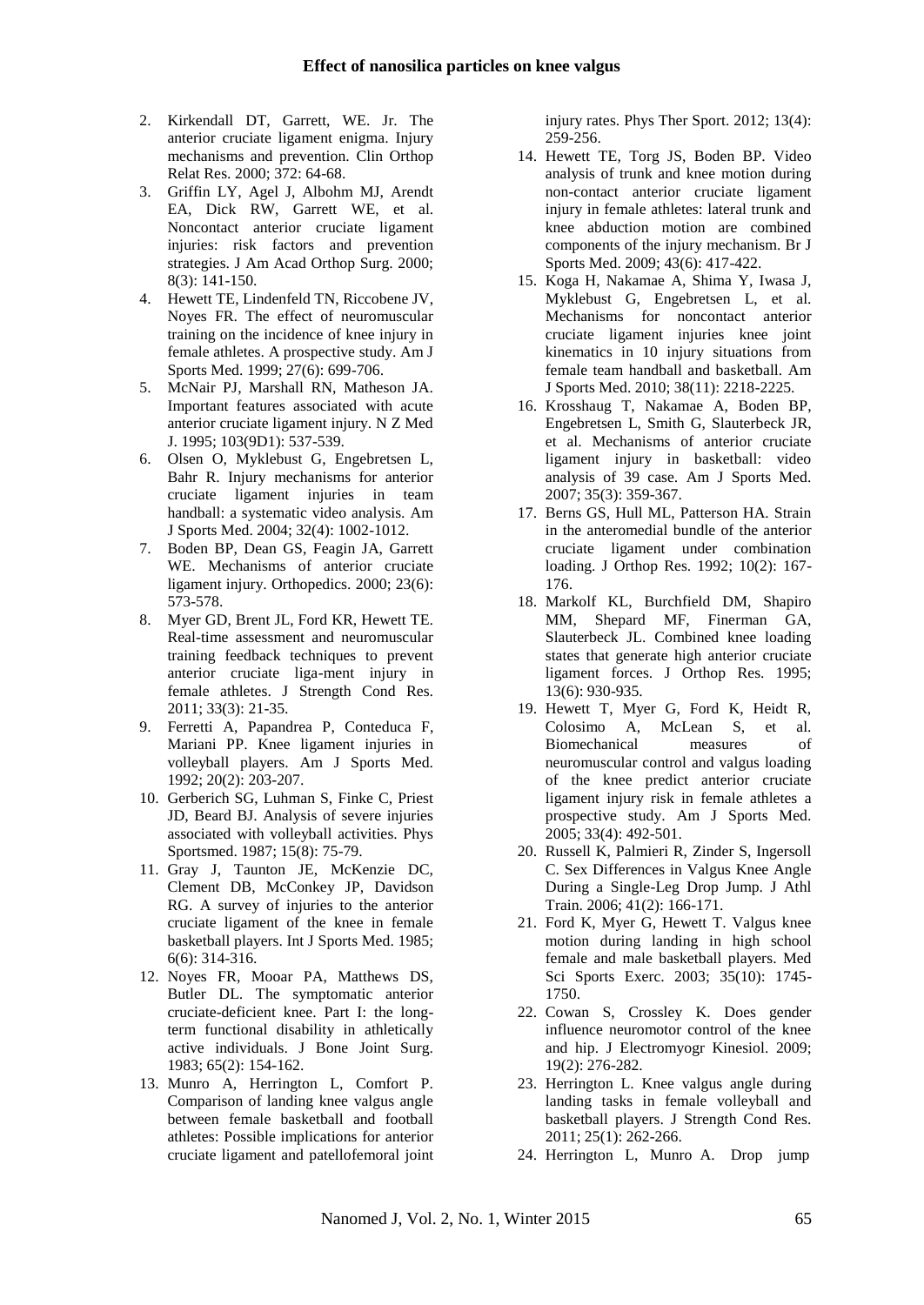2. Kirkendall DT, Garrett, WE. Jr. The anterior cruciate ligament enigma. Injury mechanisms and prevention. Clin Orthop Relat Res. 2000; 372: 64-68.
3. Griffin LY, Agel J, Albohm MJ, Arendt EA, Dick RW, Garrett WE, et al. Noncontact anterior cruciate ligament injuries: risk factors and prevention strategies. J Am Acad Orthop Surg. 2000; 8(3): 141-150.
4. Hewett TE, Lindenfeld TN, Riccobene JV, Noyes FR. The effect of neuromuscular training on the incidence of knee injury in female athletes. A prospective study. Am J Sports Med. 1999; 27(6): 699-706.
5. McNair PJ, Marshall RN, Matheson JA. Important features associated with acute anterior cruciate ligament injury. N Z Med J. 1995; 103(9D1): 537-539.
6. Olsen O, Myklebust G, Engebretsen L, Bahr R. Injury mechanisms for anterior cruciate ligament injuries in team handball: a systematic video analysis. Am J Sports Med. 2004; 32(4): 1002-1012.
7. Boden BP, Dean GS, Feagin JA, Garrett WE. Mechanisms of anterior cruciate ligament injury. Orthopedics. 2000; 23(6): 573-578.
8. Myer GD, Brent JL, Ford KR, Hewett TE. Real-time assessment and neuromuscular training feedback techniques to prevent anterior cruciate liga-ment injury in female athletes. J Strength Cond Res. 2011; 33(3): 21-35.
9. Ferretti A, Papandrea P, Conteduca F, Mariani PP. Knee ligament injuries in volleyball players. Am J Sports Med. 1992; 20(2): 203-207.
10. Gerberich SG, Luhman S, Finke C, Priest JD, Beard BJ. Analysis of severe injuries associated with volleyball activities. Phys Sportsmed. 1987; 15(8): 75-79.
11. Gray J, Taunton JE, McKenzie DC, Clement DB, McConkey JP, Davidson RG. A survey of injuries to the anterior cruciate ligament of the knee in female basketball players. Int J Sports Med. 1985; 6(6): 314-316.
12. Noyes FR, Mooar PA, Matthews DS, Butler DL. The symptomatic anterior cruciate-deficient knee. Part I: the long-term functional disability in athletically active individuals. J Bone Joint Surg. 1983; 65(2): 154-162.
13. Munro A, Herrington L, Comfort P. Comparison of landing knee valgus angle between female basketball and football athletes: Possible implications for anterior cruciate ligament and patellofemoral joint injury rates. Phys Ther Sport. 2012; 13(4): 259-256.
14. Hewett TE, Torg JS, Boden BP. Video analysis of trunk and knee motion during non-contact anterior cruciate ligament injury in female athletes: lateral trunk and knee abduction motion are combined components of the injury mechanism. Br J Sports Med. 2009; 43(6): 417-422.
15. Koga H, Nakamae A, Shima Y, Iwasa J, Myklebust G, Engebretsen L, et al. Mechanisms for noncontact anterior cruciate ligament injuries knee joint kinematics in 10 injury situations from female team handball and basketball. Am J Sports Med. 2010; 38(11): 2218-2225.
16. Krosshaug T, Nakamae A, Boden BP, Engebretsen L, Smith G, Slauterbeck JR, et al. Mechanisms of anterior cruciate ligament injury in basketball: video analysis of 39 case. Am J Sports Med. 2007; 35(3): 359-367.
17. Berns GS, Hull ML, Patterson HA. Strain in the anteromedial bundle of the anterior cruciate ligament under combination loading. J Orthop Res. 1992; 10(2): 167-176.
18. Markolf KL, Burchfield DM, Shapiro MM, Shepard MF, Finerman GA, Slauterbeck JL. Combined knee loading states that generate high anterior cruciate ligament forces. J Orthop Res. 1995; 13(6): 930-935.
19. Hewett T, Myer G, Ford K, Heidt R, Colosimo A, McLean S, et al. Biomechanical measures of neuromuscular control and valgus loading of the knee predict anterior cruciate ligament injury risk in female athletes a prospective study. Am J Sports Med. 2005; 33(4): 492-501.
20. Russell K, Palmieri R, Zinder S, Ingersoll C. Sex Differences in Valgus Knee Angle During a Single-Leg Drop Jump. J Athl Train. 2006; 41(2): 166-171.
21. Ford K, Myer G, Hewett T. Valgus knee motion during landing in high school female and male basketball players. Med Sci Sports Exerc. 2003; 35(10): 1745-1750.
22. Cowan S, Crossley K. Does gender influence neuromotor control of the knee and hip. J Electromyogr Kinesiol. 2009; 19(2): 276-282.
23. Herrington L. Knee valgus angle during landing tasks in female volleyball and basketball players. J Strength Cond Res. 2011; 25(1): 262-266.
24. Herrington L, Munro A. Drop jump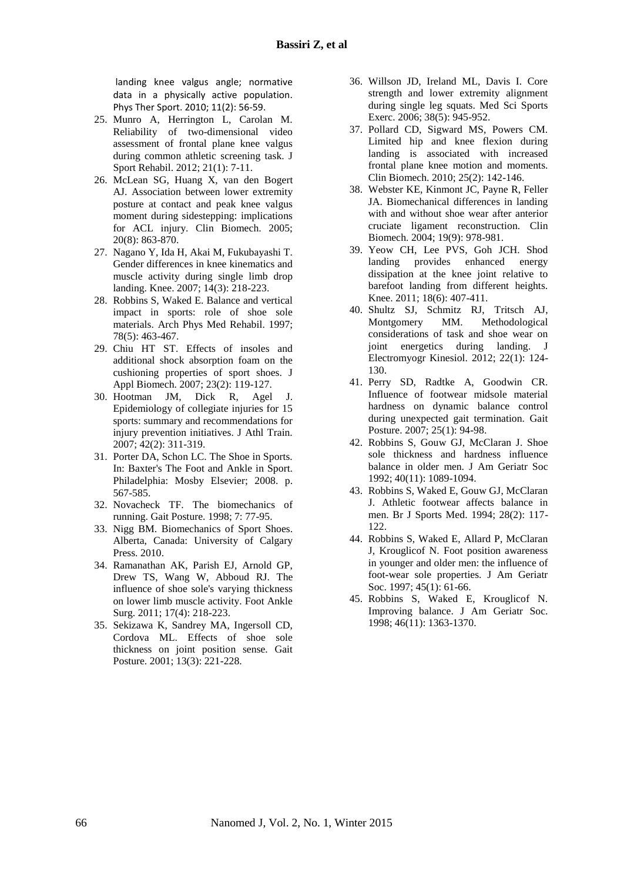landing knee valgus angle; normative data in a physically active population. Phys Ther Sport. 2010; 11(2): 56-59.

25. Munro A, Herrington L, Carolan M. Reliability of two-dimensional video assessment of frontal plane knee valgus during common athletic screening task. J Sport Rehabil. 2012; 21(1): 7-11.
26. McLean SG, Huang X, van den Bogert AJ. Association between lower extremity posture at contact and peak knee valgus moment during sidestepping: implications for ACL injury. Clin Biomech. 2005; 20(8): 863-870.
27. Nagano Y, Ida H, Akai M, Fukubayashi T. Gender differences in knee kinematics and muscle activity during single limb drop landing. Knee. 2007; 14(3): 218-223.
28. Robbins S, Waked E. Balance and vertical impact in sports: role of shoe sole materials. Arch Phys Med Rehabil. 1997; 78(5): 463-467.
29. Chiu HT ST. Effects of insoles and additional shock absorption foam on the cushioning properties of sport shoes. J Appl Biomech. 2007; 23(2): 119-127.
30. Hootman JM, Dick R, Agel J. Epidemiology of collegiate injuries for 15 sports: summary and recommendations for injury prevention initiatives. J Athl Train. 2007; 42(2): 311-319.
31. Porter DA, Schon LC. The Shoe in Sports. In: Baxter's The Foot and Ankle in Sport. Philadelphia: Mosby Elsevier; 2008. p. 567-585.
32. Novacheck TF. The biomechanics of running. Gait Posture. 1998; 7: 77-95.
33. Nigg BM. Biomechanics of Sport Shoes. Alberta, Canada: University of Calgary Press. 2010.
34. Ramanathan AK, Parish EJ, Arnold GP, Drew TS, Wang W, Abboud RJ. The influence of shoe sole's varying thickness on lower limb muscle activity. Foot Ankle Surg. 2011; 17(4): 218-223.
35. Sekizawa K, Sandrey MA, Ingersoll CD, Cordova ML. Effects of shoe sole thickness on joint position sense. Gait Posture. 2001; 13(3): 221-228.
36. Willson JD, Ireland ML, Davis I. Core strength and lower extremity alignment during single leg squats. Med Sci Sports Exerc. 2006; 38(5): 945-952.
37. Pollard CD, Sigward MS, Powers CM. Limited hip and knee flexion during landing is associated with increased frontal plane knee motion and moments. Clin Biomech. 2010; 25(2): 142-146.
38. Webster KE, Kinmont JC, Payne R, Feller JA. Biomechanical differences in landing with and without shoe wear after anterior cruciate ligament reconstruction. Clin Biomech. 2004; 19(9): 978-981.
39. Yeow CH, Lee PVS, Goh JCH. Shod landing provides enhanced energy dissipation at the knee joint relative to barefoot landing from different heights. Knee. 2011; 18(6): 407-411.
40. Shultz SJ, Schmitz RJ, Tritsch AJ, Montgomery MM. Methodological considerations of task and shoe wear on joint energetics during landing. J Electromyogr Kinesiol. 2012; 22(1): 124-130.
41. Perry SD, Radtke A, Goodwin CR. Influence of footwear midsole material hardness on dynamic balance control during unexpected gait termination. Gait Posture. 2007; 25(1): 94-98.
42. Robbins S, Gouw GJ, McClaran J. Shoe sole thickness and hardness influence balance in older men. J Am Geriatr Soc 1992; 40(11): 1089-1094.
43. Robbins S, Waked E, Gouw GJ, McClaran J. Athletic footwear affects balance in men. Br J Sports Med. 1994; 28(2): 117-122.
44. Robbins S, Waked E, Allard P, McClaran J, Krouglicof N. Foot position awareness in younger and older men: the influence of foot-wear sole properties. J Am Geriatr Soc. 1997; 45(1): 61-66.
45. Robbins S, Waked E, Krouglicof N. Improving balance. J Am Geriatr Soc. 1998; 46(11): 1363-1370.